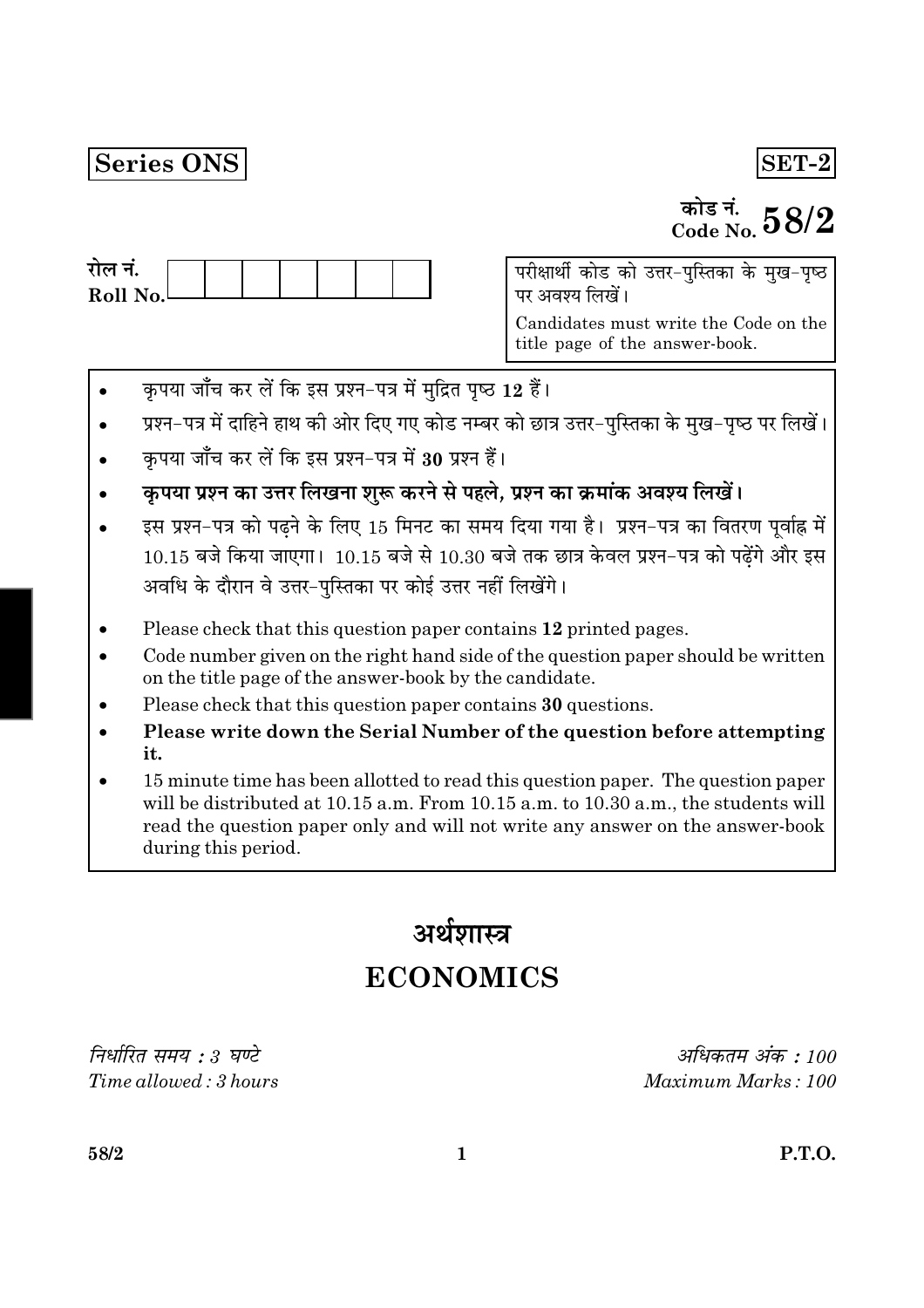**Series ONS**

**SET-2**

कोड नं.
Code No. **58/2**

रोल नं.
Roll No. | | | | | | | |

परीक्षार्थी कोड को उत्तर-पुस्तिका के मुख-पृष्ठ पर अवश्य लिखें।

Candidates must write the Code on the title page of the answer-book.

- कृपया जाँच कर लें कि इस प्रश्न-पत्र में मुद्रित पृष्ठ 12 हैं।
- प्रश्न-पत्र में दाहिने हाथ की ओर दिए गए कोड नम्बर को छात्र उत्तर-पुस्तिका के मुख-पृष्ठ पर लिखें।
- कृपया जाँच कर लें कि इस प्रश्न-पत्र में **30** प्रश्न हैं।
- **कृपया प्रश्न का उत्तर लिखना शुरू करने से पहले, प्रश्न का क्रमांक अवश्य लिखें।**
- इस प्रश्न-पत्र को पढ़ने के लिए 15 मिनट का समय दिया गया है। प्रश्न-पत्र का वितरण पूर्वाह्न में 10.15 बजे किया जाएगा। 10.15 बजे से 10.30 बजे तक छात्र केवल प्रश्न-पत्र को पढ़ेंगे और इस अवधि के दौरान वे उत्तर-पुस्तिका पर कोई उत्तर नहीं लिखेंगे।

- Please check that this question paper contains **12** printed pages.
- Code number given on the right hand side of the question paper should be written on the title page of the answer-book by the candidate.
- Please check that this question paper contains **30** questions.
- **Please write down the Serial Number of the question before attempting it.**
- 15 minute time has been allotted to read this question paper. The question paper will be distributed at 10.15 a.m. From 10.15 a.m. to 10.30 a.m., the students will read the question paper only and will not write any answer on the answer-book during this period.

# अर्थशास्त्र

# ECONOMICS

*निर्धारित समय : 3 घण्टे*
*Time allowed : 3 hours*

*अधिकतम अंक : 100*
*Maximum Marks : 100*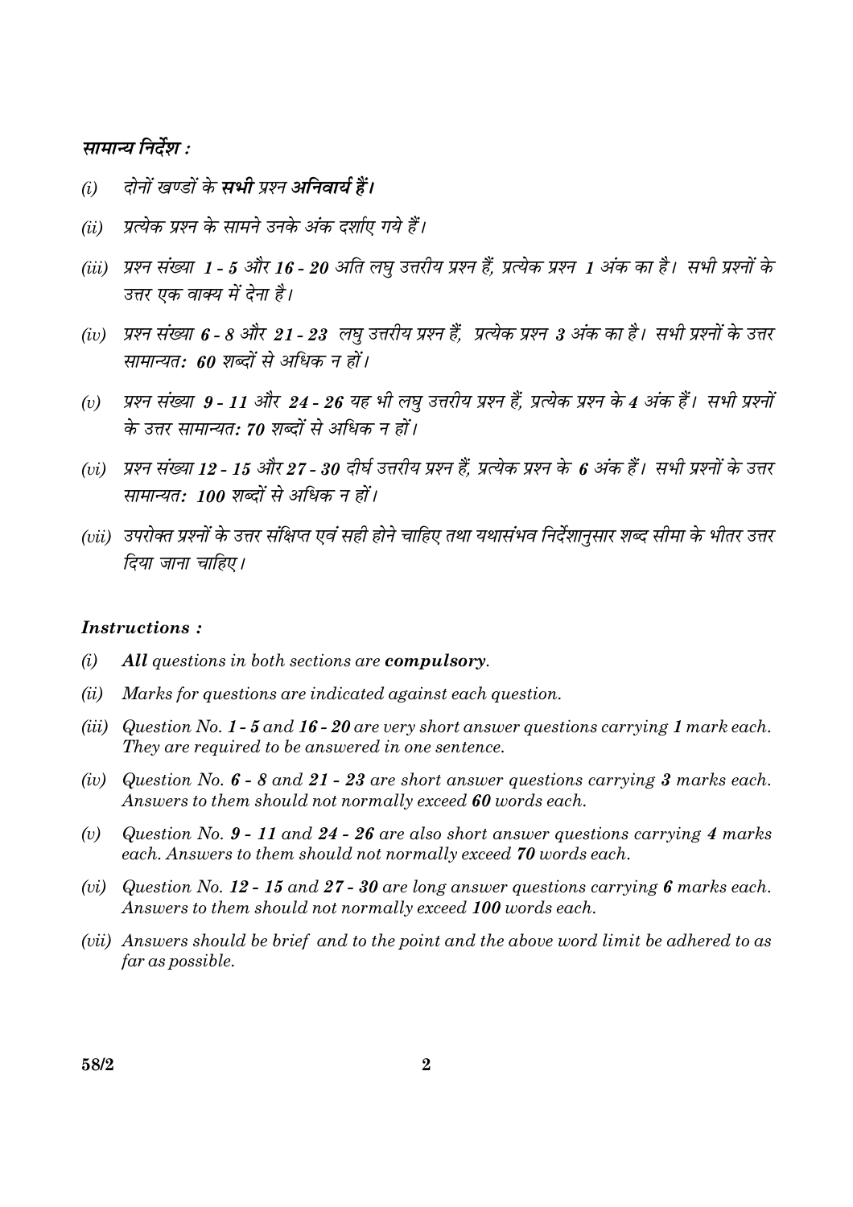***सामान्य निर्देश :***

*(i)* *दोनों खण्डों के* ***सभी*** *प्रश्न* ***अनिवार्य हैं।***

*(ii)* *प्रत्येक प्रश्न के सामने उनके अंक दर्शाए गये हैं।*

*(iii)* *प्रश्न संख्या* ***1 - 5*** *और* ***16 - 20*** *अति लघु उत्तरीय प्रश्न हैं, प्रत्येक प्रश्न* ***1*** *अंक का है। सभी प्रश्नों के उत्तर एक वाक्य में देना है।*

*(iv)* *प्रश्न संख्या* ***6 - 8*** *और* ***21 - 23*** *लघु उत्तरीय प्रश्न हैं, प्रत्येक प्रश्न* ***3*** *अंक का है। सभी प्रश्नों के उत्तर सामान्यत:* ***60*** *शब्दों से अधिक न हों।*

*(v)* *प्रश्न संख्या* ***9 - 11*** *और* ***24 - 26*** *यह भी लघु उत्तरीय प्रश्न हैं, प्रत्येक प्रश्न के* ***4*** *अंक हैं। सभी प्रश्नों के उत्तर सामान्यत:* ***70*** *शब्दों से अधिक न हों।*

*(vi)* *प्रश्न संख्या* ***12 - 15*** *और* ***27 - 30*** *दीर्घ उत्तरीय प्रश्न हैं, प्रत्येक प्रश्न के* ***6*** *अंक हैं। सभी प्रश्नों के उत्तर सामान्यत:* ***100*** *शब्दों से अधिक न हों।*

*(vii)* *उपरोक्त प्रश्नों के उत्तर संक्षिप्त एवं सही होने चाहिए तथा यथासंभव निर्देशानुसार शब्द सीमा के भीतर उत्तर दिया जाना चाहिए।*

***Instructions :***

*(i)* ***All*** *questions in both sections are* ***compulsory****.*

*(ii)* *Marks for questions are indicated against each question.*

*(iii)* *Question No.* ***1 - 5*** *and* ***16 - 20*** *are very short answer questions carrying* ***1*** *mark each. They are required to be answered in one sentence.*

*(iv)* *Question No.* ***6 - 8*** *and* ***21 - 23*** *are short answer questions carrying* ***3*** *marks each. Answers to them should not normally exceed* ***60*** *words each.*

*(v)* *Question No.* ***9 - 11*** *and* ***24 - 26*** *are also short answer questions carrying* ***4*** *marks each. Answers to them should not normally exceed* ***70*** *words each.*

*(vi)* *Question No.* ***12 - 15*** *and* ***27 - 30*** *are long answer questions carrying* ***6*** *marks each. Answers to them should not normally exceed* ***100*** *words each.*

*(vii)* *Answers should be brief and to the point and the above word limit be adhered to as far as possible.*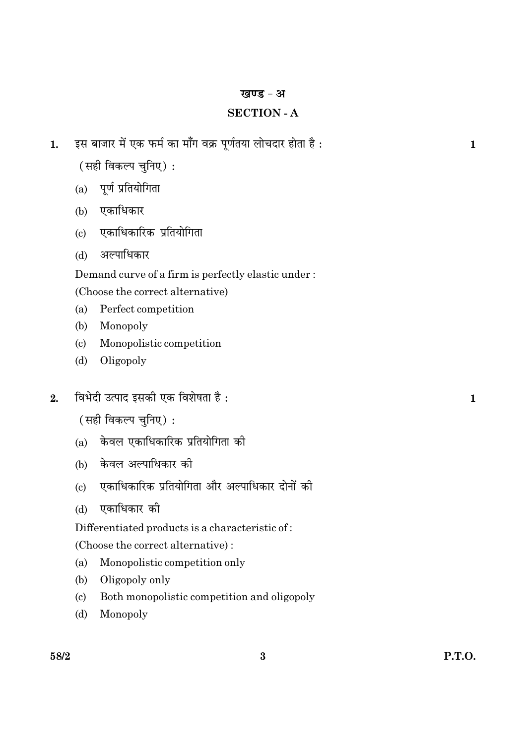## खण्ड - अ

## SECTION - A

1. इस बाजार में एक फर्म का माँग वक्र पूर्णतया लोचदार होता है : **1**

   (सही विकल्प चुनिए) :

   (a) पूर्ण प्रतियोगिता

   (b) एकाधिकार

   (c) एकाधिकारिक प्रतियोगिता

   (d) अल्पाधिकार

   Demand curve of a firm is perfectly elastic under :

   (Choose the correct alternative)

   (a) Perfect competition

   (b) Monopoly

   (c) Monopolistic competition

   (d) Oligopoly

2. विभेदी उत्पाद इसकी एक विशेषता है : **1**

   (सही विकल्प चुनिए) :

   (a) केवल एकाधिकारिक प्रतियोगिता की

   (b) केवल अल्पाधिकार की

   (c) एकाधिकारिक प्रतियोगिता और अल्पाधिकार दोनों की

   (d) एकाधिकार की

   Differentiated products is a characteristic of :

   (Choose the correct alternative) :

   (a) Monopolistic competition only

   (b) Oligopoly only

   (c) Both monopolistic competition and oligopoly

   (d) Monopoly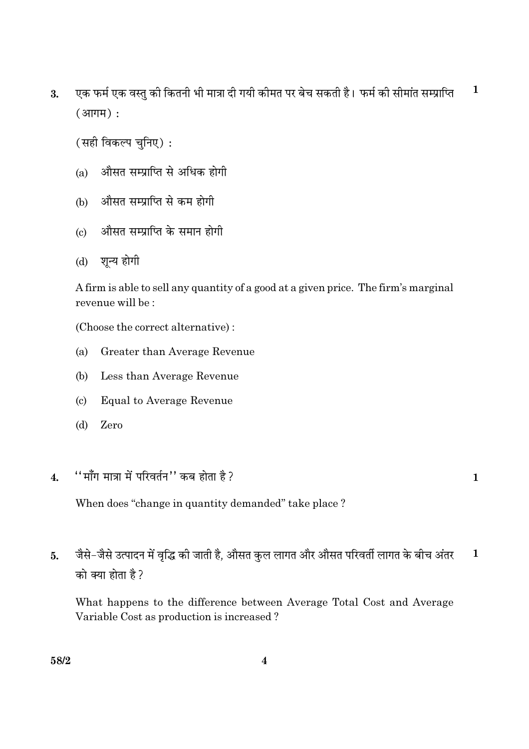3. एक फर्म एक वस्तु की कितनी भी मात्रा दी गयी कीमत पर बेच सकती है। फर्म की सीमांत सम्प्राप्ति (आगम) : **1**

   (सही विकल्प चुनिए) :

   (a) औसत सम्प्राप्ति से अधिक होगी

   (b) औसत सम्प्राप्ति से कम होगी

   (c) औसत सम्प्राप्ति के समान होगी

   (d) शून्य होगी

   A firm is able to sell any quantity of a good at a given price. The firm's marginal revenue will be :

   (Choose the correct alternative) :

   (a) Greater than Average Revenue

   (b) Less than Average Revenue

   (c) Equal to Average Revenue

   (d) Zero

4. ''माँग मात्रा में परिवर्तन'' कब होता है ? **1**

   When does "change in quantity demanded" take place ?

5. जैसे-जैसे उत्पादन में वृद्धि की जाती है, औसत कुल लागत और औसत परिवर्ती लागत के बीच अंतर को क्या होता है ? **1**

   What happens to the difference between Average Total Cost and Average Variable Cost as production is increased ?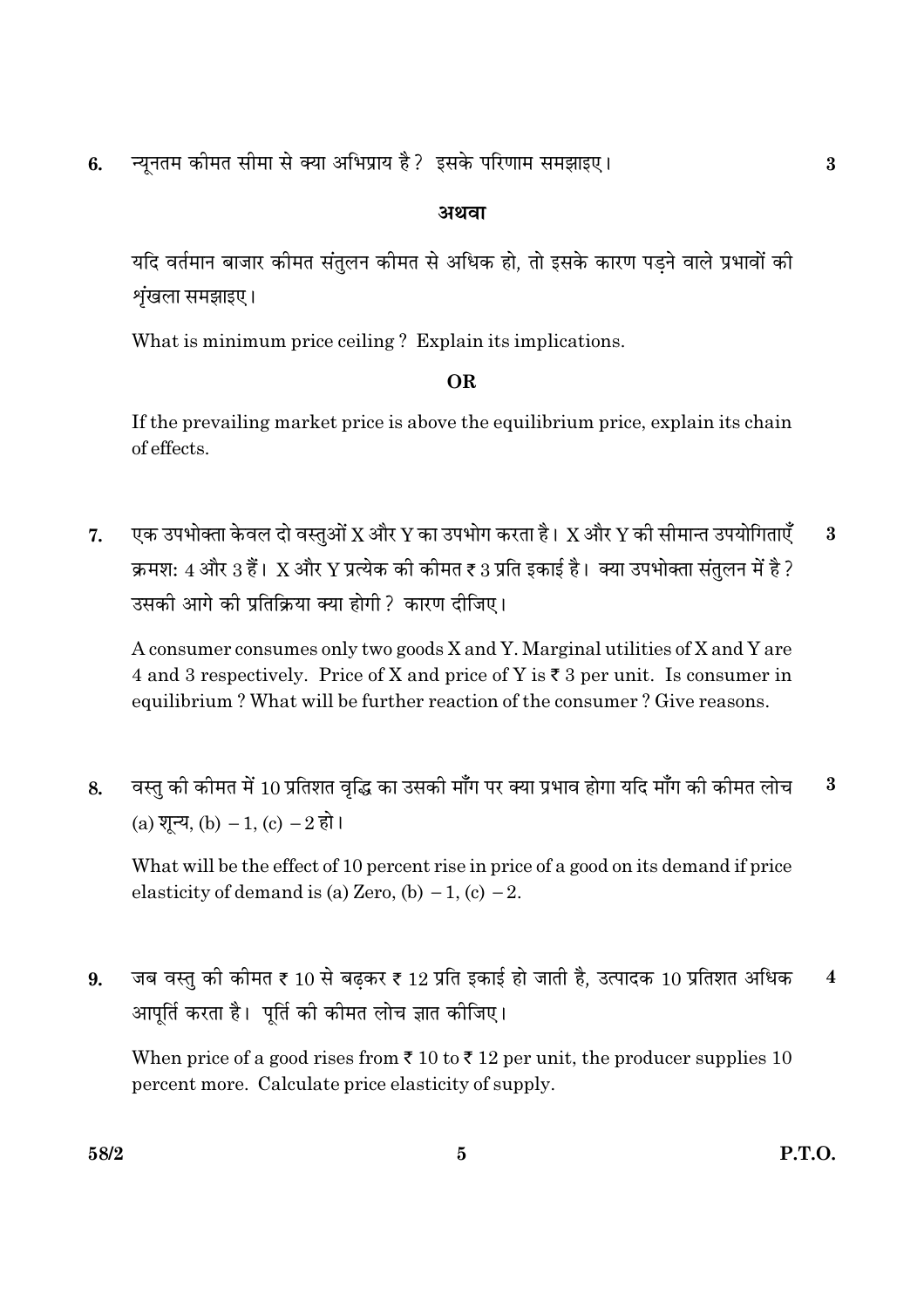6. न्यूनतम कीमत सीमा से क्या अभिप्राय है ? इसके परिणाम समझाइए। **3**

**अथवा**

यदि वर्तमान बाजार कीमत संतुलन कीमत से अधिक हो, तो इसके कारण पड़ने वाले प्रभावों की शृंखला समझाइए।

What is minimum price ceiling ? Explain its implications.

**OR**

If the prevailing market price is above the equilibrium price, explain its chain of effects.

7. एक उपभोक्ता केवल दो वस्तुओं X और Y का उपभोग करता है। X और Y की सीमान्त उपयोगिताएँ क्रमशः 4 और 3 हैं। X और Y प्रत्येक की कीमत ₹ 3 प्रति इकाई है। क्या उपभोक्ता संतुलन में है ? उसकी आगे की प्रतिक्रिया क्या होगी ? कारण दीजिए। **3**

A consumer consumes only two goods X and Y. Marginal utilities of X and Y are 4 and 3 respectively. Price of X and price of Y is ₹ 3 per unit. Is consumer in equilibrium ? What will be further reaction of the consumer ? Give reasons.

8. वस्तु की कीमत में 10 प्रतिशत वृद्धि का उसकी माँग पर क्या प्रभाव होगा यदि माँग की कीमत लोच (a) शून्य, (b) $-1$, (c) $-2$ हो। **3**

What will be the effect of 10 percent rise in price of a good on its demand if price elasticity of demand is (a) Zero, (b) $-1$, (c) $-2$.

9. जब वस्तु की कीमत ₹ 10 से बढ़कर ₹ 12 प्रति इकाई हो जाती है, उत्पादक 10 प्रतिशत अधिक आपूर्ति करता है। पूर्ति की कीमत लोच ज्ञात कीजिए। **4**

When price of a good rises from ₹ 10 to ₹ 12 per unit, the producer supplies 10 percent more. Calculate price elasticity of supply.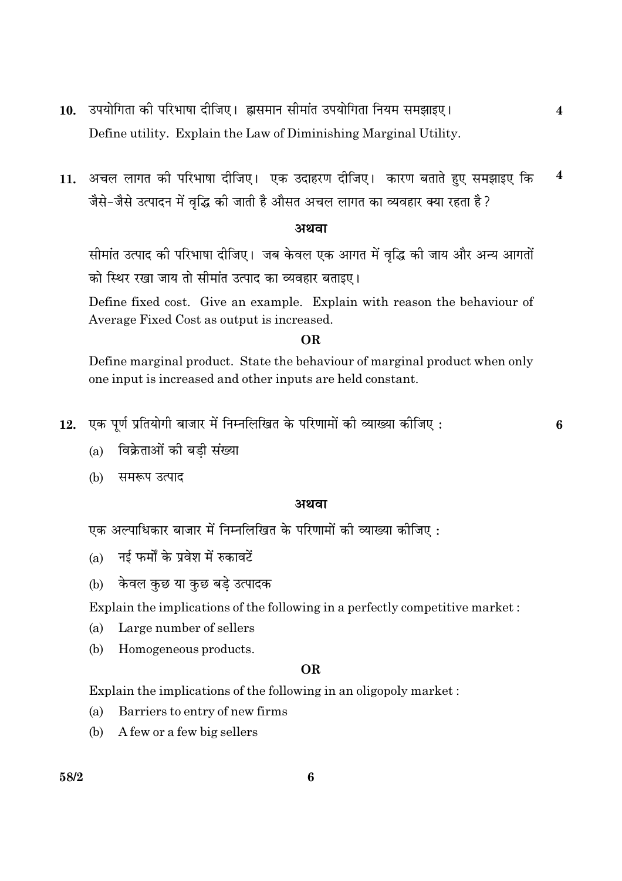10. उपयोगिता की परिभाषा दीजिए। ह्रासमान सीमांत उपयोगिता नियम समझाइए। **4**

Define utility. Explain the Law of Diminishing Marginal Utility.

11. अचल लागत की परिभाषा दीजिए। एक उदाहरण दीजिए। कारण बताते हुए समझाइए कि जैसे-जैसे उत्पादन में वृद्धि की जाती है औसत अचल लागत का व्यवहार क्या रहता है? **4**

**अथवा**

सीमांत उत्पाद की परिभाषा दीजिए। जब केवल एक आगत में वृद्धि की जाय और अन्य आगतों को स्थिर रखा जाय तो सीमांत उत्पाद का व्यवहार बताइए।

Define fixed cost. Give an example. Explain with reason the behaviour of Average Fixed Cost as output is increased.

**OR**

Define marginal product. State the behaviour of marginal product when only one input is increased and other inputs are held constant.

12. एक पूर्ण प्रतियोगी बाजार में निम्नलिखित के परिणामों की व्याख्या कीजिए : **6**

(a) विक्रेताओं की बड़ी संख्या

(b) समरूप उत्पाद

**अथवा**

एक अल्पाधिकार बाजार में निम्नलिखित के परिणामों की व्याख्या कीजिए :

(a) नई फर्मों के प्रवेश में रुकावटें

(b) केवल कुछ या कुछ बड़े उत्पादक

Explain the implications of the following in a perfectly competitive market :

(a) Large number of sellers

(b) Homogeneous products.

**OR**

Explain the implications of the following in an oligopoly market :

(a) Barriers to entry of new firms

(b) A few or a few big sellers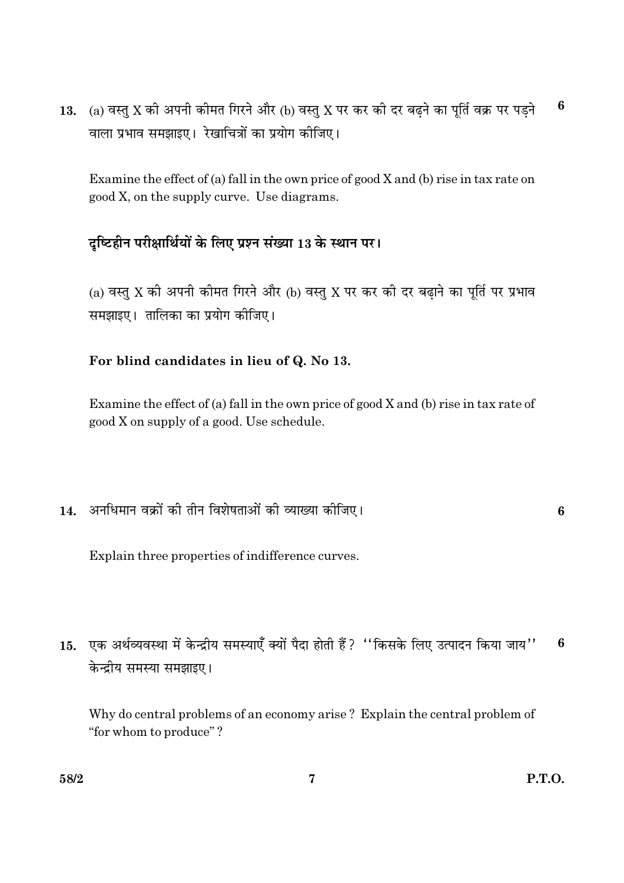13. (a) वस्तु X की अपनी कीमत गिरने और (b) वस्तु X पर कर की दर बढ़ने का पूर्ति वक्र पर पड़ने वाला प्रभाव समझाइए। रेखाचित्रों का प्रयोग कीजिए। **6**

Examine the effect of (a) fall in the own price of good X and (b) rise in tax rate on good X, on the supply curve. Use diagrams.

**दृष्टिहीन परीक्षार्थियों के लिए प्रश्न संख्या 13 के स्थान पर।**

(a) वस्तु X की अपनी कीमत गिरने और (b) वस्तु X पर कर की दर बढ़ाने का पूर्ति पर प्रभाव समझाइए। तालिका का प्रयोग कीजिए।

**For blind candidates in lieu of Q. No 13.**

Examine the effect of (a) fall in the own price of good X and (b) rise in tax rate of good X on supply of a good. Use schedule.

14. अनधिमान वक्रों की तीन विशेषताओं की व्याख्या कीजिए। **6**

Explain three properties of indifference curves.

15. एक अर्थव्यवस्था में केन्द्रीय समस्याएँ क्यों पैदा होती हैं? ''किसके लिए उत्पादन किया जाय'' केन्द्रीय समस्या समझाइए। **6**

Why do central problems of an economy arise ? Explain the central problem of "for whom to produce" ?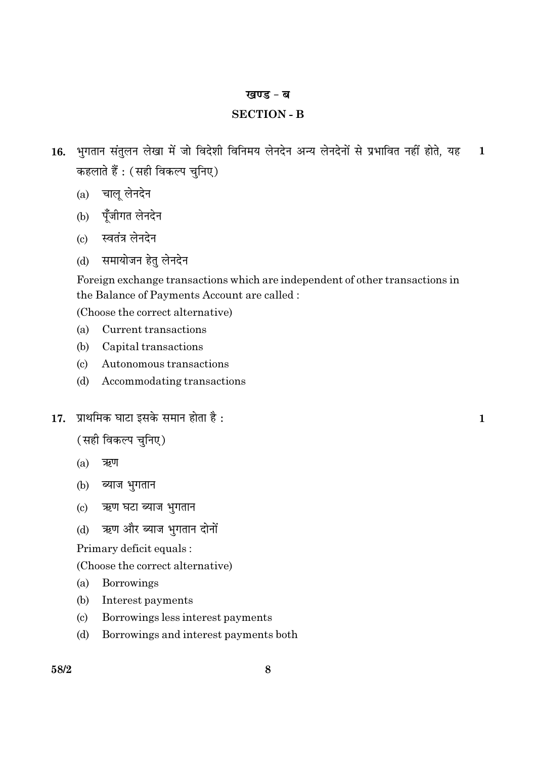## खण्ड - ब

## SECTION - B

**16.** भुगतान संतुलन लेखा में जो विदेशी विनिमय लेनदेन अन्य लेनदेनों से प्रभावित नहीं होते, यह कहलाते हैं : (सही विकल्प चुनिए) **1**

(a) चालू लेनदेन

(b) पूँजीगत लेनदेन

(c) स्वतंत्र लेनदेन

(d) समायोजन हेतु लेनदेन

Foreign exchange transactions which are independent of other transactions in the Balance of Payments Account are called :

(Choose the correct alternative)

(a) Current transactions

(b) Capital transactions

(c) Autonomous transactions

(d) Accommodating transactions

**17.** प्राथमिक घाटा इसके समान होता है : **1**

(सही विकल्प चुनिए)

(a) ऋण

(b) ब्याज भुगतान

(c) ऋण घटा ब्याज भुगतान

(d) ऋण और ब्याज भुगतान दोनों

Primary deficit equals :

(Choose the correct alternative)

(a) Borrowings

(b) Interest payments

(c) Borrowings less interest payments

(d) Borrowings and interest payments both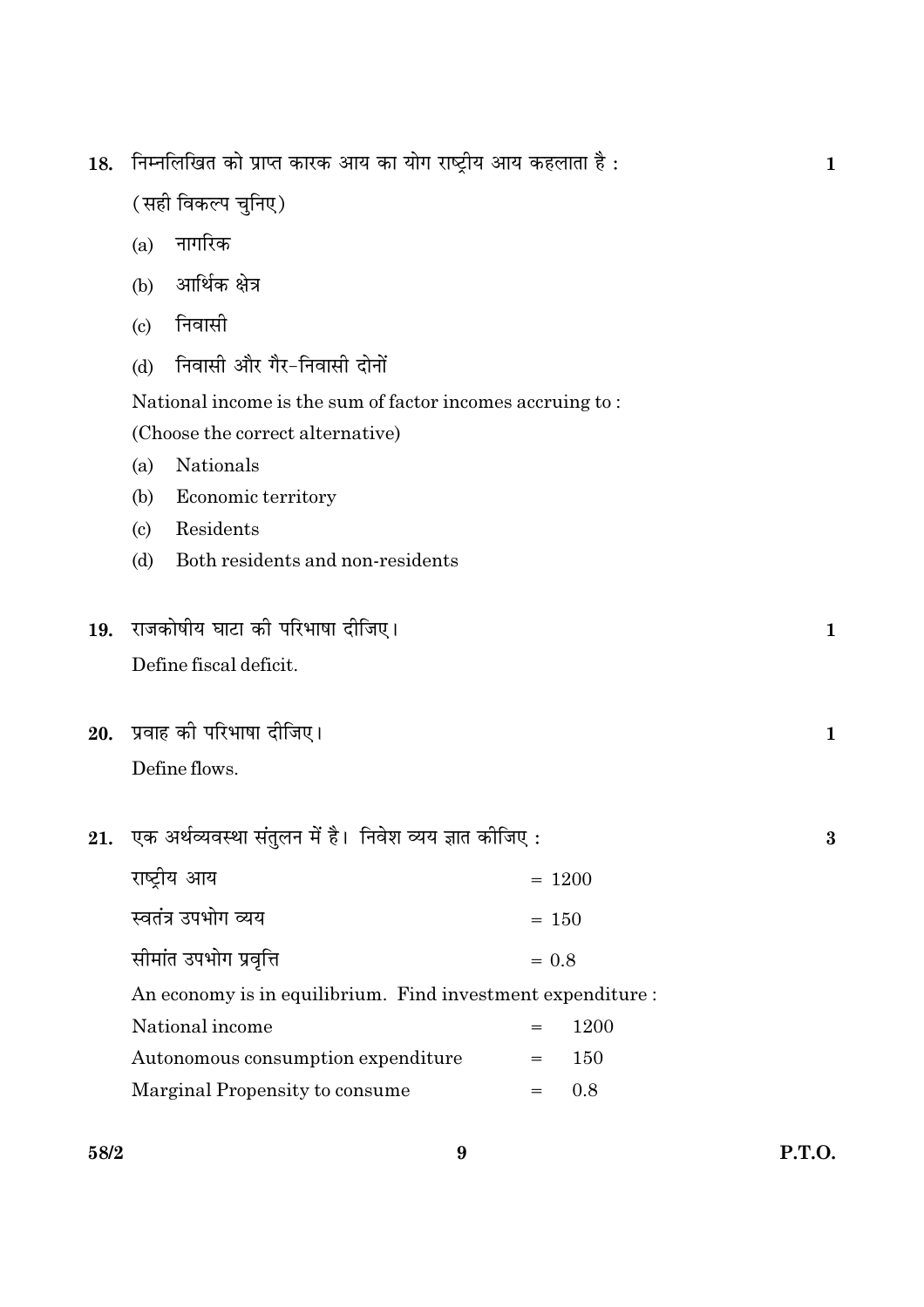**18.** निम्नलिखित को प्राप्त कारक आय का योग राष्ट्रीय आय कहलाता है : **1**

(सही विकल्प चुनिए)

(a) नागरिक

(b) आर्थिक क्षेत्र

(c) निवासी

(d) निवासी और गैर-निवासी दोनों

National income is the sum of factor incomes accruing to :

(Choose the correct alternative)

(a) Nationals

(b) Economic territory

(c) Residents

(d) Both residents and non-residents

**19.** राजकोषीय घाटा की परिभाषा दीजिए। **1**

Define fiscal deficit.

**20.** प्रवाह की परिभाषा दीजिए। **1**

Define flows.

**21.** एक अर्थव्यवस्था संतुलन में है। निवेश व्यय ज्ञात कीजिए : **3**

| | |
|---|---|
| राष्ट्रीय आय | = 1200 |
| स्वतंत्र उपभोग व्यय | = 150 |
| सीमांत उपभोग प्रवृत्ति | = 0.8 |

An economy is in equilibrium. Find investment expenditure :

| | | |
|---|---|---|
| National income | = | 1200 |
| Autonomous consumption expenditure | = | 150 |
| Marginal Propensity to consume | = | 0.8 |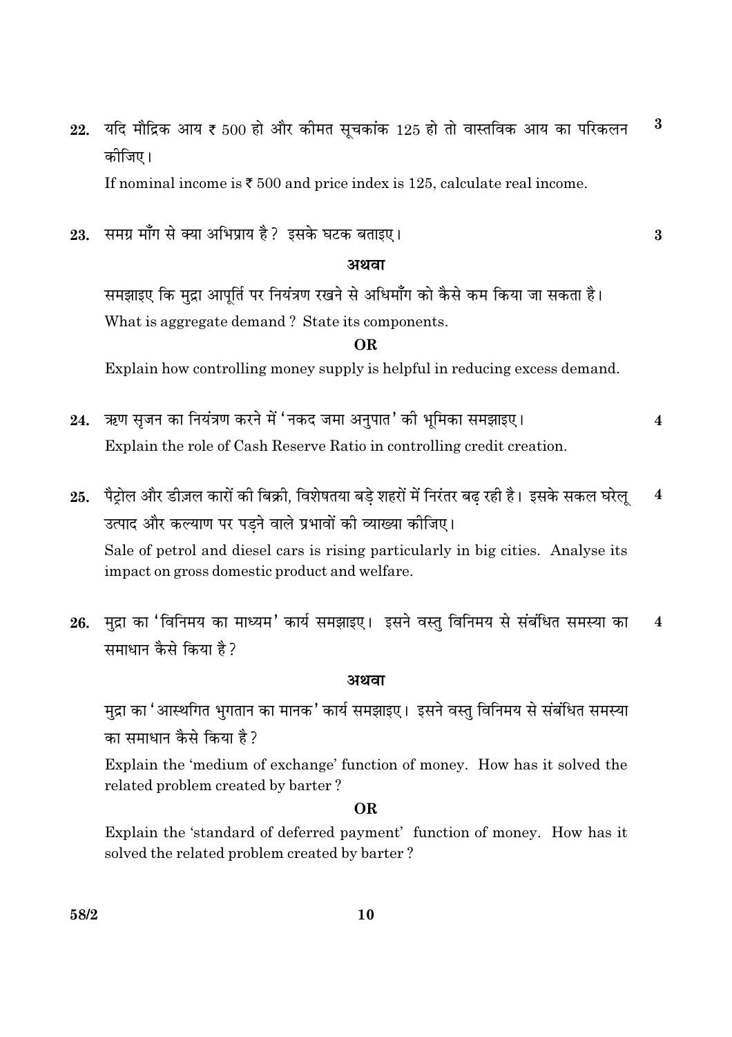22. यदि मौद्रिक आय ₹ 500 हो और कीमत सूचकांक 125 हो तो वास्तविक आय का परिकलन कीजिए। **3**

If nominal income is ₹ 500 and price index is 125, calculate real income.

23. समग्र माँग से क्या अभिप्राय है? इसके घटक बताइए। **3**

**अथवा**

समझाइए कि मुद्रा आपूर्ति पर नियंत्रण रखने से अधिमाँग को कैसे कम किया जा सकता है।

What is aggregate demand ? State its components.

**OR**

Explain how controlling money supply is helpful in reducing excess demand.

24. ऋण सृजन का नियंत्रण करने में 'नकद जमा अनुपात' की भूमिका समझाइए। **4**

Explain the role of Cash Reserve Ratio in controlling credit creation.

25. पैट्रोल और डीज़ल कारों की बिक्री, विशेषतया बड़े शहरों में निरंतर बढ़ रही है। इसके सकल घरेलू उत्पाद और कल्याण पर पड़ने वाले प्रभावों की व्याख्या कीजिए। **4**

Sale of petrol and diesel cars is rising particularly in big cities. Analyse its impact on gross domestic product and welfare.

26. मुद्रा का 'विनिमय का माध्यम' कार्य समझाइए। इसने वस्तु विनिमय से संबंधित समस्या का समाधान कैसे किया है? **4**

**अथवा**

मुद्रा का 'आस्थगित भुगतान का मानक' कार्य समझाइए। इसने वस्तु विनिमय से संबंधित समस्या का समाधान कैसे किया है?

Explain the 'medium of exchange' function of money. How has it solved the related problem created by barter ?

**OR**

Explain the 'standard of deferred payment' function of money. How has it solved the related problem created by barter ?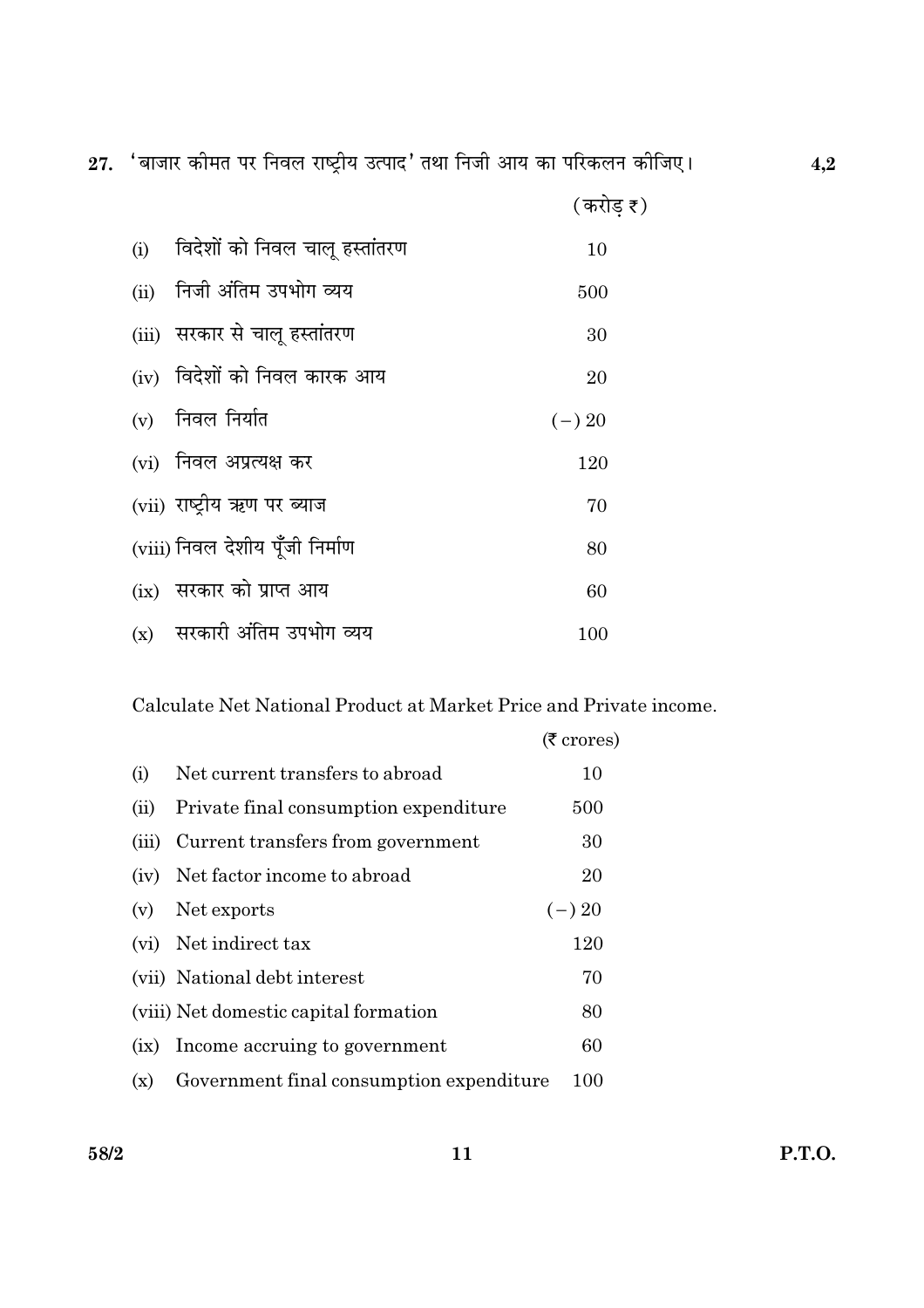27. 'बाजार कीमत पर निवल राष्ट्रीय उत्पाद' तथा निजी आय का परिकलन कीजिए। **4,2**

| | | (करोड़ ₹) |
|---|---|---|
| (i) | विदेशों को निवल चालू हस्तांतरण | 10 |
| (ii) | निजी अंतिम उपभोग व्यय | 500 |
| (iii) | सरकार से चालू हस्तांतरण | 30 |
| (iv) | विदेशों को निवल कारक आय | 20 |
| (v) | निवल निर्यात | (−) 20 |
| (vi) | निवल अप्रत्यक्ष कर | 120 |
| (vii) | राष्ट्रीय ऋण पर ब्याज | 70 |
| (viii) | निवल देशीय पूँजी निर्माण | 80 |
| (ix) | सरकार को प्राप्त आय | 60 |
| (x) | सरकारी अंतिम उपभोग व्यय | 100 |

Calculate Net National Product at Market Price and Private income.

| | | (₹ crores) |
|---|---|---|
| (i) | Net current transfers to abroad | 10 |
| (ii) | Private final consumption expenditure | 500 |
| (iii) | Current transfers from government | 30 |
| (iv) | Net factor income to abroad | 20 |
| (v) | Net exports | (−) 20 |
| (vi) | Net indirect tax | 120 |
| (vii) | National debt interest | 70 |
| (viii) | Net domestic capital formation | 80 |
| (ix) | Income accruing to government | 60 |
| (x) | Government final consumption expenditure | 100 |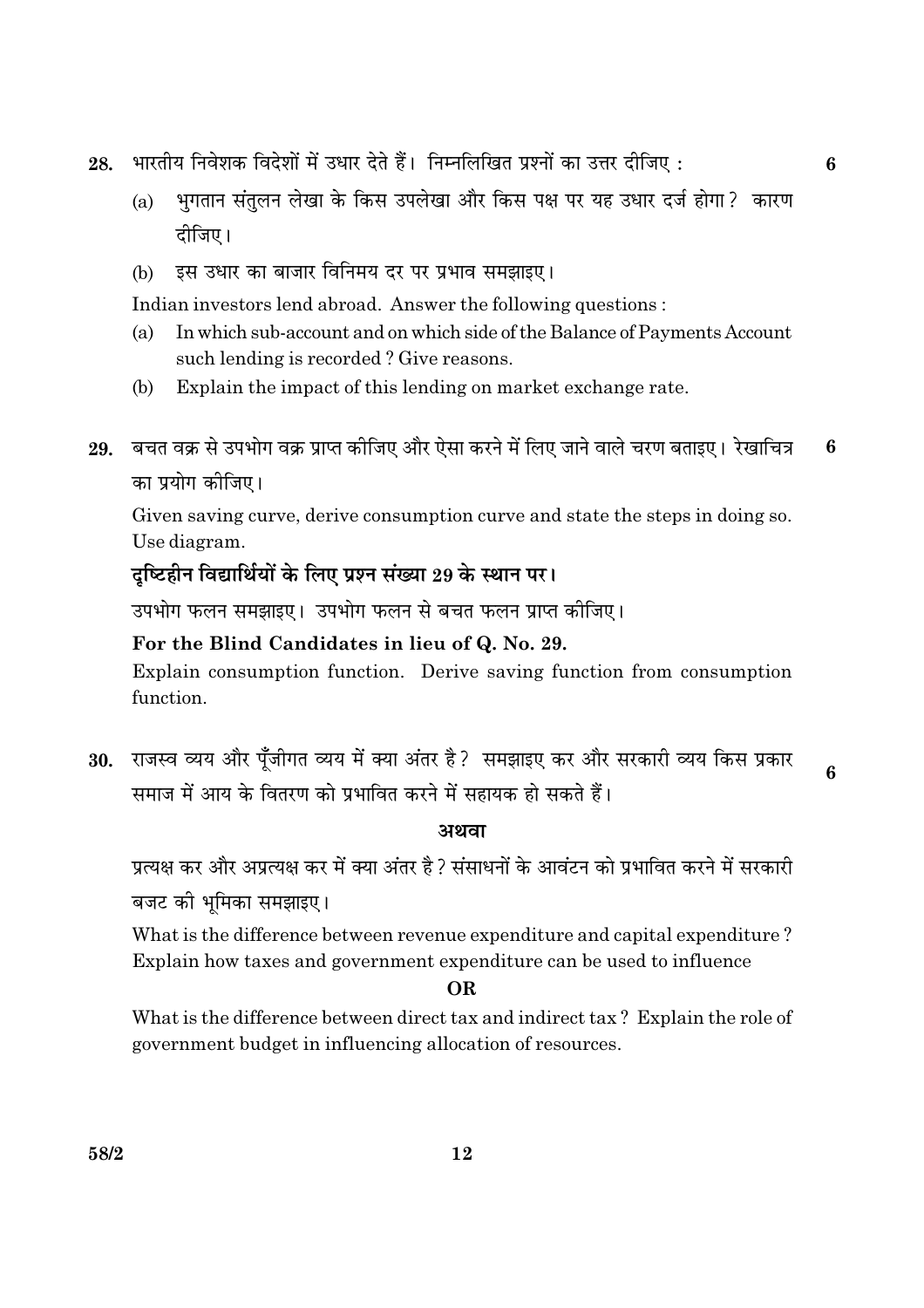28. भारतीय निवेशक विदेशों में उधार देते हैं। निम्नलिखित प्रश्नों का उत्तर दीजिए : **6**

(a) भुगतान संतुलन लेखा के किस उपलेखा और किस पक्ष पर यह उधार दर्ज होगा? कारण दीजिए।

(b) इस उधार का बाजार विनिमय दर पर प्रभाव समझाइए।

Indian investors lend abroad. Answer the following questions :

(a) In which sub-account and on which side of the Balance of Payments Account such lending is recorded ? Give reasons.

(b) Explain the impact of this lending on market exchange rate.

29. बचत वक्र से उपभोग वक्र प्राप्त कीजिए और ऐसा करने में लिए जाने वाले चरण बताइए। रेखाचित्र का प्रयोग कीजिए। **6**

Given saving curve, derive consumption curve and state the steps in doing so. Use diagram.

**दृष्टिहीन विद्यार्थियों के लिए प्रश्न संख्या 29 के स्थान पर।**

उपभोग फलन समझाइए। उपभोग फलन से बचत फलन प्राप्त कीजिए।

**For the Blind Candidates in lieu of Q. No. 29.**

Explain consumption function. Derive saving function from consumption function.

30. राजस्व व्यय और पूँजीगत व्यय में क्या अंतर है? समझाइए कर और सरकारी व्यय किस प्रकार समाज में आय के वितरण को प्रभावित करने में सहायक हो सकते हैं। **6**

**अथवा**

प्रत्यक्ष कर और अप्रत्यक्ष कर में क्या अंतर है? संसाधनों के आवंटन को प्रभावित करने में सरकारी बजट की भूमिका समझाइए।

What is the difference between revenue expenditure and capital expenditure ? Explain how taxes and government expenditure can be used to influence

**OR**

What is the difference between direct tax and indirect tax ? Explain the role of government budget in influencing allocation of resources.